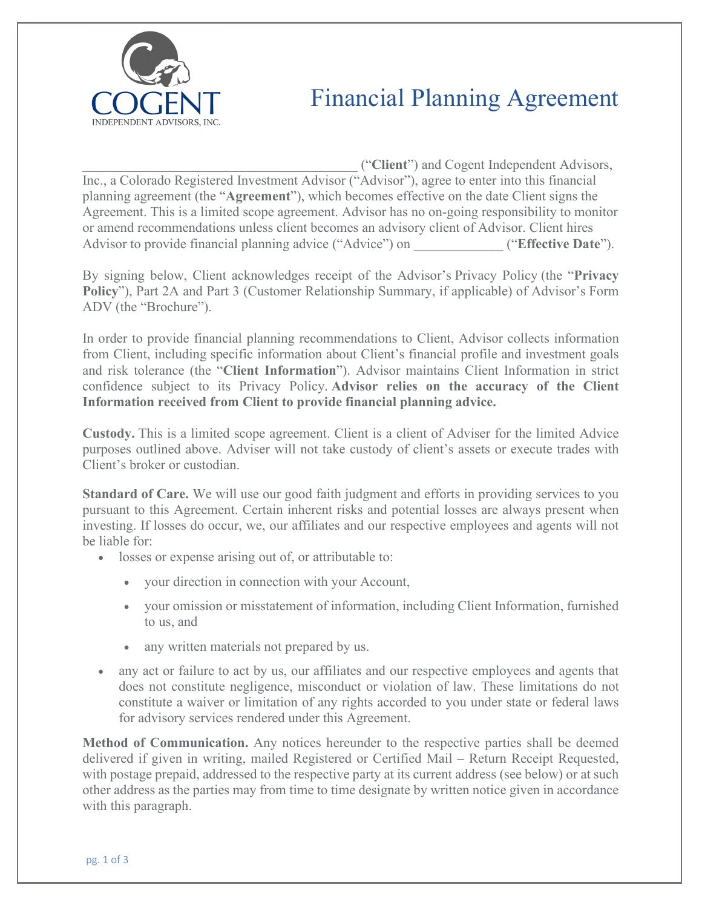COGENT
INDEPENDENT ADVISORS, INC.

# Financial Planning Agreement

_______________________________________ ("**Client**") and Cogent Independent Advisors, Inc., a Colorado Registered Investment Advisor ("Advisor"), agree to enter into this financial planning agreement (the "**Agreement**"), which becomes effective on the date Client signs the Agreement. This is a limited scope agreement. Advisor has no on-going responsibility to monitor or amend recommendations unless client becomes an advisory client of Advisor. Client hires Advisor to provide financial planning advice ("Advice") on _____________ ("**Effective Date**").

By signing below, Client acknowledges receipt of the Advisor's Privacy Policy (the "**Privacy Policy**"), Part 2A and Part 3 (Customer Relationship Summary, if applicable) of Advisor's Form ADV (the "Brochure").

In order to provide financial planning recommendations to Client, Advisor collects information from Client, including specific information about Client's financial profile and investment goals and risk tolerance (the "**Client Information**"). Advisor maintains Client Information in strict confidence subject to its Privacy Policy. **Advisor relies on the accuracy of the Client Information received from Client to provide financial planning advice.**

**Custody.** This is a limited scope agreement. Client is a client of Adviser for the limited Advice purposes outlined above. Adviser will not take custody of client's assets or execute trades with Client's broker or custodian.

**Standard of Care.** We will use our good faith judgment and efforts in providing services to you pursuant to this Agreement. Certain inherent risks and potential losses are always present when investing. If losses do occur, we, our affiliates and our respective employees and agents will not be liable for:

- losses or expense arising out of, or attributable to:
  - your direction in connection with your Account,
  - your omission or misstatement of information, including Client Information, furnished to us, and
  - any written materials not prepared by us.
- any act or failure to act by us, our affiliates and our respective employees and agents that does not constitute negligence, misconduct or violation of law. These limitations do not constitute a waiver or limitation of any rights accorded to you under state or federal laws for advisory services rendered under this Agreement.

**Method of Communication.** Any notices hereunder to the respective parties shall be deemed delivered if given in writing, mailed Registered or Certified Mail – Return Receipt Requested, with postage prepaid, addressed to the respective party at its current address (see below) or at such other address as the parties may from time to time designate by written notice given in accordance with this paragraph.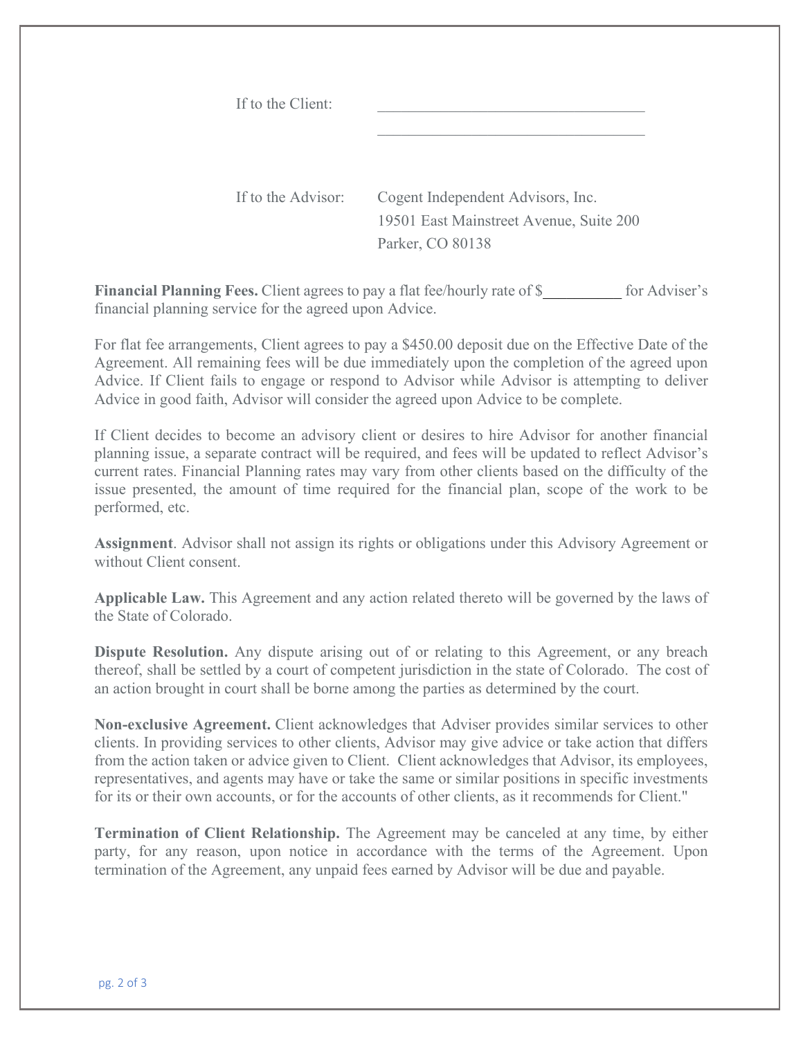If to the Client: \_\_\_\_\_\_\_\_\_\_\_\_\_\_\_\_\_\_\_\_\_\_\_\_\_\_\_\_\_\_\_\_\_\_\_\_

\_\_\_\_\_\_\_\_\_\_\_\_\_\_\_\_\_\_\_\_\_\_\_\_\_\_\_\_\_\_\_\_\_\_\_\_

If to the Advisor: Cogent Independent Advisors, Inc.
19501 East Mainstreet Avenue, Suite 200
Parker, CO 80138

**Financial Planning Fees.** Client agrees to pay a flat fee/hourly rate of $\_\_\_\_\_\_\_\_\_\_ for Adviser's financial planning service for the agreed upon Advice.

For flat fee arrangements, Client agrees to pay a $450.00 deposit due on the Effective Date of the Agreement. All remaining fees will be due immediately upon the completion of the agreed upon Advice. If Client fails to engage or respond to Advisor while Advisor is attempting to deliver Advice in good faith, Advisor will consider the agreed upon Advice to be complete.

If Client decides to become an advisory client or desires to hire Advisor for another financial planning issue, a separate contract will be required, and fees will be updated to reflect Advisor's current rates. Financial Planning rates may vary from other clients based on the difficulty of the issue presented, the amount of time required for the financial plan, scope of the work to be performed, etc.

**Assignment**. Advisor shall not assign its rights or obligations under this Advisory Agreement or without Client consent.

**Applicable Law.** This Agreement and any action related thereto will be governed by the laws of the State of Colorado.

**Dispute Resolution.** Any dispute arising out of or relating to this Agreement, or any breach thereof, shall be settled by a court of competent jurisdiction in the state of Colorado. The cost of an action brought in court shall be borne among the parties as determined by the court.

**Non-exclusive Agreement.** Client acknowledges that Adviser provides similar services to other clients. In providing services to other clients, Advisor may give advice or take action that differs from the action taken or advice given to Client. Client acknowledges that Advisor, its employees, representatives, and agents may have or take the same or similar positions in specific investments for its or their own accounts, or for the accounts of other clients, as it recommends for Client."

**Termination of Client Relationship.** The Agreement may be canceled at any time, by either party, for any reason, upon notice in accordance with the terms of the Agreement. Upon termination of the Agreement, any unpaid fees earned by Advisor will be due and payable.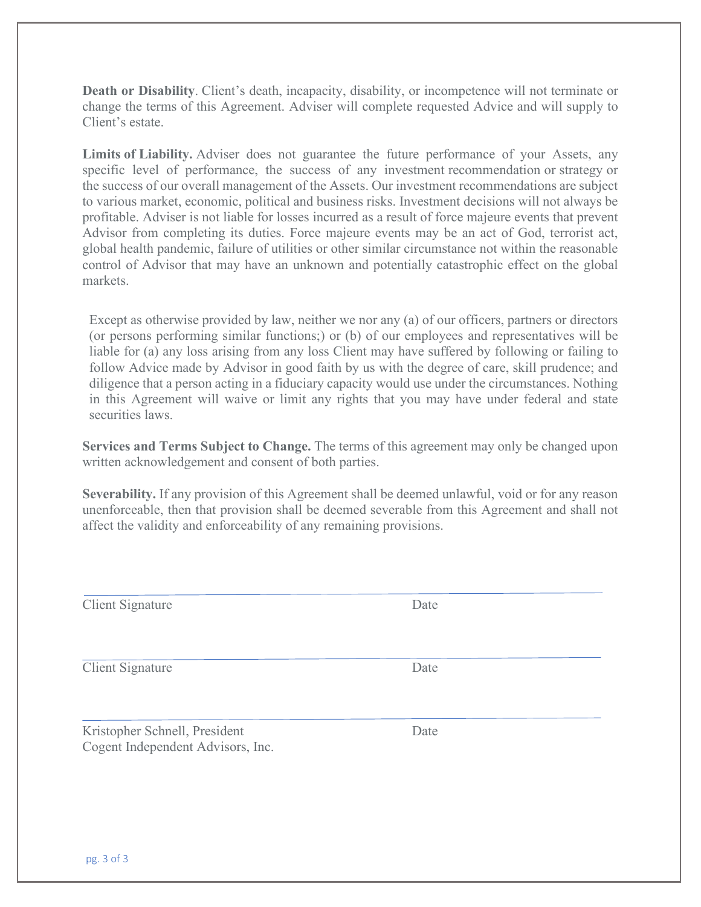**Death or Disability**. Client's death, incapacity, disability, or incompetence will not terminate or change the terms of this Agreement. Adviser will complete requested Advice and will supply to Client's estate.

**Limits of Liability.** Adviser does not guarantee the future performance of your Assets, any specific level of performance, the success of any investment recommendation or strategy or the success of our overall management of the Assets. Our investment recommendations are subject to various market, economic, political and business risks. Investment decisions will not always be profitable. Adviser is not liable for losses incurred as a result of force majeure events that prevent Advisor from completing its duties. Force majeure events may be an act of God, terrorist act, global health pandemic, failure of utilities or other similar circumstance not within the reasonable control of Advisor that may have an unknown and potentially catastrophic effect on the global markets.

Except as otherwise provided by law, neither we nor any (a) of our officers, partners or directors (or persons performing similar functions;) or (b) of our employees and representatives will be liable for (a) any loss arising from any loss Client may have suffered by following or failing to follow Advice made by Advisor in good faith by us with the degree of care, skill prudence; and diligence that a person acting in a fiduciary capacity would use under the circumstances. Nothing in this Agreement will waive or limit any rights that you may have under federal and state securities laws.

**Services and Terms Subject to Change.** The terms of this agreement may only be changed upon written acknowledgement and consent of both parties.

**Severability.** If any provision of this Agreement shall be deemed unlawful, void or for any reason unenforceable, then that provision shall be deemed severable from this Agreement and shall not affect the validity and enforceability of any remaining provisions.

\_\_\_\_\_\_\_\_\_\_\_\_\_\_\_\_\_\_\_\_\_\_\_\_\_\_\_\_\_\_\_\_\_\_\_\_\_\_\_\_\_\_\_\_\_\_\_\_\_\_\_\_\_\_\_\_

Client Signature                                        Date

\_\_\_\_\_\_\_\_\_\_\_\_\_\_\_\_\_\_\_\_\_\_\_\_\_\_\_\_\_\_\_\_\_\_\_\_\_\_\_\_\_\_\_\_\_\_\_\_\_\_\_\_\_\_\_\_

Client Signature                                        Date

\_\_\_\_\_\_\_\_\_\_\_\_\_\_\_\_\_\_\_\_\_\_\_\_\_\_\_\_\_\_\_\_\_\_\_\_\_\_\_\_\_\_\_\_\_\_\_\_\_\_\_\_\_\_\_\_

Kristopher Schnell, President                           Date
Cogent Independent Advisors, Inc.